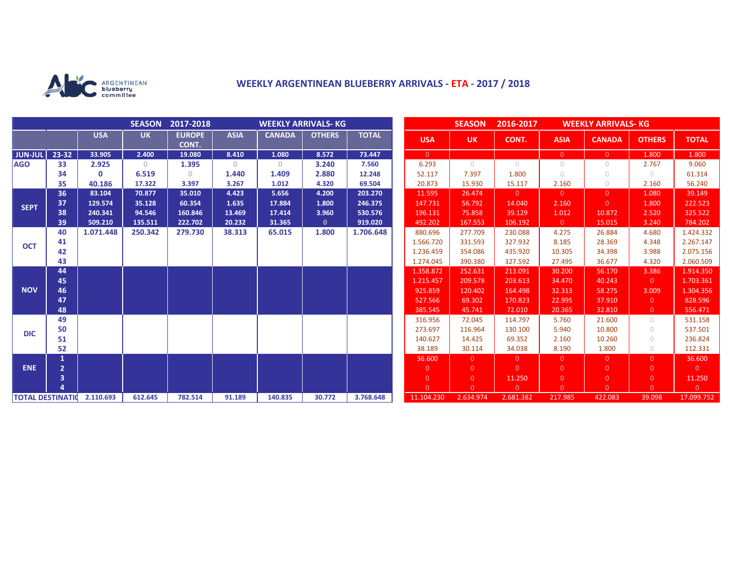ARGENTINEAN blueberry committee

# WEEKLY ARGENTINEAN BLUEBERRY ARRIVALS - ETA - 2017 / 2018

| | | SEASON 2017-2018 WEEKLY ARRIVALS- KG | | | | | | |
|---|---|---|---|---|---|---|---|---|
| | | USA | UK | EUROPE CONT. | ASIA | CANADA | OTHERS | TOTAL |
| JUN-JUL | 23-32 | 33.905 | 2.400 | 19.080 | 8.410 | 1.080 | 8.572 | 73.447 |
| AGO | 33 | 2.925 | 0 | 1.395 | 0 | 0 | 3.240 | 7.560 |
| | 34 | 0 | 6.519 | 0 | 1.440 | 1.409 | 2.880 | 12.248 |
| | 35 | 40.186 | 17.322 | 3.397 | 3.267 | 1.012 | 4.320 | 69.504 |
| SEPT | 36 | 83.104 | 70.877 | 35.010 | 4.423 | 5.656 | 4.200 | 203.270 |
| | 37 | 129.574 | 35.128 | 60.354 | 1.635 | 17.884 | 1.800 | 246.375 |
| | 38 | 240.341 | 94.546 | 160.846 | 13.469 | 17.414 | 3.960 | 530.576 |
| | 39 | 509.210 | 135.511 | 222.702 | 20.232 | 31.365 | 0 | 919.020 |
| OCT | 40 | 1.071.448 | 250.342 | 279.730 | 38.313 | 65.015 | 1.800 | 1.706.648 |
| | 41 | | | | | | | |
| | 42 | | | | | | | |
| | 43 | | | | | | | |
| NOV | 44 | | | | | | | |
| | 45 | | | | | | | |
| | 46 | | | | | | | |
| | 47 | | | | | | | |
| | 48 | | | | | | | |
| DIC | 49 | | | | | | | |
| | 50 | | | | | | | |
| | 51 | | | | | | | |
| | 52 | | | | | | | |
| ENE | 1 | | | | | | | |
| | 2 | | | | | | | |
| | 3 | | | | | | | |
| | 4 | | | | | | | |
| TOTAL DESTINATIO | | 2.110.693 | 612.645 | 782.514 | 91.189 | 140.835 | 30.772 | 3.768.648 |

| SEASON 2016-2017 WEEKLY ARRIVALS- KG | | | | | | |
|---|---|---|---|---|---|---|
| USA | UK | CONT. | ASIA | CANADA | OTHERS | TOTAL |
| 0 | | | 0 | 0 | 1.800 | 1.800 |
| 6.293 | 0 | 0 | 0 | 0 | 2.767 | 9.060 |
| 52.117 | 7.397 | 1.800 | 0 | 0 | 0 | 61.314 |
| 20.873 | 15.930 | 15.117 | 2.160 | 0 | 2.160 | 56.240 |
| 11.595 | 26.474 | 0 | 0 | 0 | 1.080 | 39.149 |
| 147.731 | 56.792 | 14.040 | 2.160 | 0 | 1.800 | 222.523 |
| 196.131 | 75.858 | 39.129 | 1.012 | 10.872 | 2.520 | 325.522 |
| 492.202 | 167.553 | 106.192 | 0 | 15.015 | 3.240 | 784.202 |
| 880.696 | 277.709 | 230.088 | 4.275 | 26.884 | 4.680 | 1.424.332 |
| 1.566.720 | 331.593 | 327.932 | 8.185 | 28.369 | 4.348 | 2.267.147 |
| 1.236.459 | 354.086 | 435.920 | 10.305 | 34.398 | 3.988 | 2.075.156 |
| 1.274.045 | 390.380 | 327.592 | 27.495 | 36.677 | 4.320 | 2.060.509 |
| 1.358.872 | 252.631 | 213.091 | 30.200 | 56.170 | 3.386 | 1.914.350 |
| 1.215.457 | 209.578 | 203.613 | 34.470 | 40.243 | 0 | 1.703.361 |
| 925.859 | 120.402 | 164.498 | 32.313 | 58.275 | 3.009 | 1.304.356 |
| 527.566 | 69.302 | 170.823 | 22.995 | 37.910 | 0 | 828.596 |
| 385.545 | 45.741 | 72.010 | 20.365 | 32.810 | 0 | 556.471 |
| 316.956 | 72.045 | 114.797 | 5.760 | 21.600 | 0 | 531.158 |
| 273.697 | 116.964 | 130.100 | 5.940 | 10.800 | 0 | 537.501 |
| 140.627 | 14.425 | 69.352 | 2.160 | 10.260 | 0 | 236.824 |
| 38.189 | 30.114 | 34.038 | 8.190 | 1.800 | 0 | 112.331 |
| 36.600 | 0 | 0 | 0 | 0 | 0 | 36.600 |
| 0 | 0 | 0 | 0 | 0 | 0 | 0 |
| 0 | 0 | 11.250 | 0 | 0 | 0 | 11.250 |
| 0 | 0 | 0 | 0 | 0 | 0 | 0 |
| 11.104.230 | 2.634.974 | 2.681.382 | 217.985 | 422.083 | 39.098 | 17.099.752 |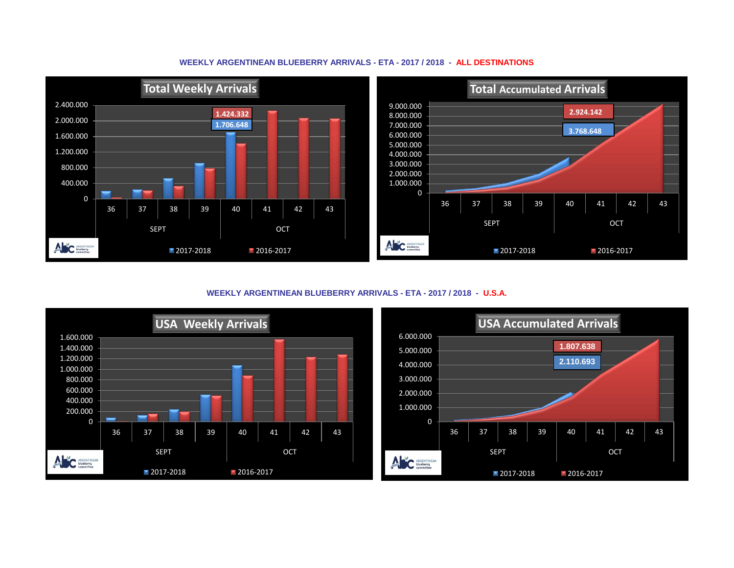**WEEKLY ARGENTINEAN BLUEBERRY ARRIVALS - ETA - 2017 / 2018 - ALL DESTINATIONS**

### Total Weekly Arrivals

Y-axis: 0 – 2.400.000

| Week | 36 | 37 | 38 | 39 | 40 | 41 | 42 | 43 |
|---|---|---|---|---|---|---|---|---|
| Month | SEPT | | | | OCT | | | |

Labels: 1.424.332 (2016-2017), 1.706.648 (2017-2018)

Legend: 2017-2018 · 2016-2017

### Total Accumulated Arrivals

Y-axis: 0 – 9.000.000

| Week | 36 | 37 | 38 | 39 | 40 | 41 | 42 | 43 |
|---|---|---|---|---|---|---|---|---|
| Month | SEPT | | | | OCT | | | |

Labels: 2.924.142 (2016-2017), 3.768.648 (2017-2018)

Legend: 2017-2018 · 2016-2017

**WEEKLY ARGENTINEAN BLUEBERRY ARRIVALS - ETA - 2017 / 2018 - U.S.A.**

### USA Weekly Arrivals

Y-axis: 0 – 1.600.000

| Week | 36 | 37 | 38 | 39 | 40 | 41 | 42 | 43 |
|---|---|---|---|---|---|---|---|---|
| Month | SEPT | | | | OCT | | | |

Legend: 2017-2018 · 2016-2017

### USA Accumulated Arrivals

Y-axis: 0 – 6.000.000

| Week | 36 | 37 | 38 | 39 | 40 | 41 | 42 | 43 |
|---|---|---|---|---|---|---|---|---|
| Month | SEPT | | | | OCT | | | |

Labels: 1.807.638 (2016-2017), 2.110.693 (2017-2018)

Legend: 2017-2018 · 2016-2017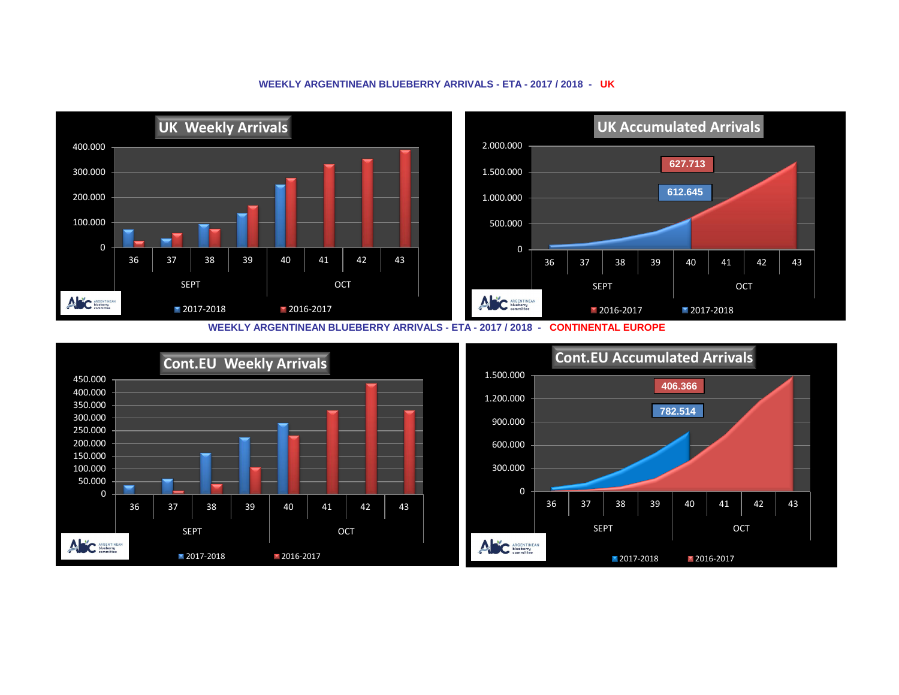**WEEKLY ARGENTINEAN BLUEBERRY ARRIVALS - ETA - 2017 / 2018 - UK**

**UK Weekly Arrivals**

400.000
300.000
200.000
100.000
0

36 37 38 39 40 41 42 43

SEPT OCT

2017-2018 2016-2017

**UK Accumulated Arrivals**

2.000.000
1.500.000
1.000.000
500.000
0

627.713

612.645

36 37 38 39 40 41 42 43

SEPT OCT

2016-2017 2017-2018

**WEEKLY ARGENTINEAN BLUEBERRY ARRIVALS - ETA - 2017 / 2018 - CONTINENTAL EUROPE**

**Cont.EU Weekly Arrivals**

450.000
400.000
350.000
300.000
250.000
200.000
150.000
100.000
50.000
0

36 37 38 39 40 41 42 43

SEPT OCT

2017-2018 2016-2017

**Cont.EU Accumulated Arrivals**

1.500.000
1.200.000
900.000
600.000
300.000
0

406.366

782.514

36 37 38 39 40 41 42 43

SEPT OCT

2017-2018 2016-2017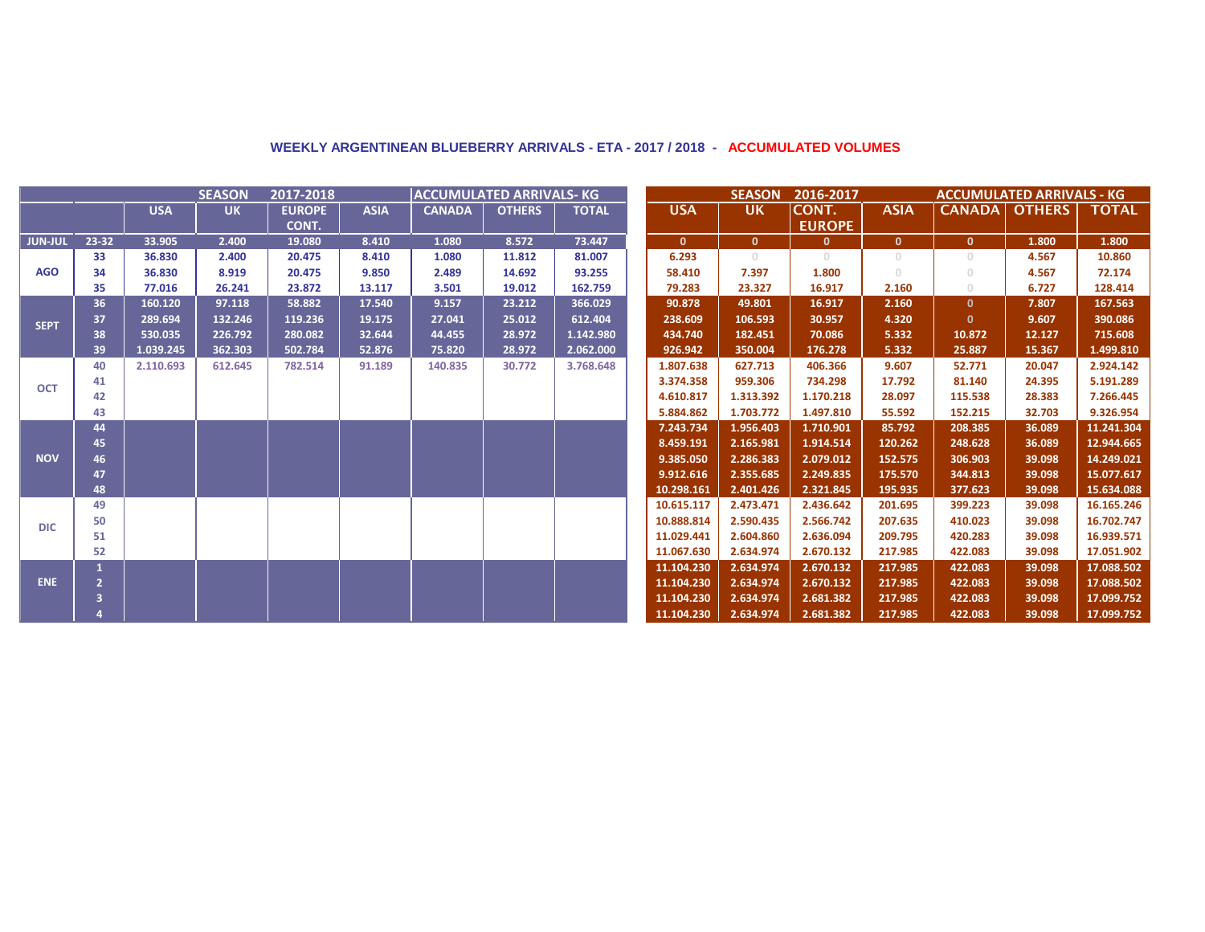### WEEKLY ARGENTINEAN BLUEBERRY ARRIVALS - ETA - 2017 / 2018 - ACCUMULATED VOLUMES

| | | SEASON 2017-2018 | | | | ACCUMULATED ARRIVALS- KG | | |
|---|---|---|---|---|---|---|---|---|
| | | USA | UK | EUROPE CONT. | ASIA | CANADA | OTHERS | TOTAL |
| JUN-JUL | 23-32 | 33.905 | 2.400 | 19.080 | 8.410 | 1.080 | 8.572 | 73.447 |
| AGO | 33 | 36.830 | 2.400 | 20.475 | 8.410 | 1.080 | 11.812 | 81.007 |
| | 34 | 36.830 | 8.919 | 20.475 | 9.850 | 2.489 | 14.692 | 93.255 |
| | 35 | 77.016 | 26.241 | 23.872 | 13.117 | 3.501 | 19.012 | 162.759 |
| SEPT | 36 | 160.120 | 97.118 | 58.882 | 17.540 | 9.157 | 23.212 | 366.029 |
| | 37 | 289.694 | 132.246 | 119.236 | 19.175 | 27.041 | 25.012 | 612.404 |
| | 38 | 530.035 | 226.792 | 280.082 | 32.644 | 44.455 | 28.972 | 1.142.980 |
| | 39 | 1.039.245 | 362.303 | 502.784 | 52.876 | 75.820 | 28.972 | 2.062.000 |
| OCT | 40 | 2.110.693 | 612.645 | 782.514 | 91.189 | 140.835 | 30.772 | 3.768.648 |
| | 41 | | | | | | | |
| | 42 | | | | | | | |
| | 43 | | | | | | | |
| NOV | 44 | | | | | | | |
| | 45 | | | | | | | |
| | 46 | | | | | | | |
| | 47 | | | | | | | |
| | 48 | | | | | | | |
| DIC | 49 | | | | | | | |
| | 50 | | | | | | | |
| | 51 | | | | | | | |
| | 52 | | | | | | | |
| ENE | 1 | | | | | | | |
| | 2 | | | | | | | |
| | 3 | | | | | | | |
| | 4 | | | | | | | |

| | | SEASON 2016-2017 | | | | ACCUMULATED ARRIVALS - KG | | |
|---|---|---|---|---|---|---|---|---|
| | | USA | UK | CONT. EUROPE | ASIA | CANADA | OTHERS | TOTAL |
| JUN-JUL | 23-32 | 0 | 0 | 0 | 0 | 0 | 1.800 | 1.800 |
| AGO | 33 | 6.293 | 0 | 0 | 0 | 0 | 4.567 | 10.860 |
| | 34 | 58.410 | 7.397 | 1.800 | 0 | 0 | 4.567 | 72.174 |
| | 35 | 79.283 | 23.327 | 16.917 | 2.160 | 0 | 6.727 | 128.414 |
| SEPT | 36 | 90.878 | 49.801 | 16.917 | 2.160 | 0 | 7.807 | 167.563 |
| | 37 | 238.609 | 106.593 | 30.957 | 4.320 | 0 | 9.607 | 390.086 |
| | 38 | 434.740 | 182.451 | 70.086 | 5.332 | 10.872 | 12.127 | 715.608 |
| | 39 | 926.942 | 350.004 | 176.278 | 5.332 | 25.887 | 15.367 | 1.499.810 |
| OCT | 40 | 1.807.638 | 627.713 | 406.366 | 9.607 | 52.771 | 20.047 | 2.924.142 |
| | 41 | 3.374.358 | 959.306 | 734.298 | 17.792 | 81.140 | 24.395 | 5.191.289 |
| | 42 | 4.610.817 | 1.313.392 | 1.170.218 | 28.097 | 115.538 | 28.383 | 7.266.445 |
| | 43 | 5.884.862 | 1.703.772 | 1.497.810 | 55.592 | 152.215 | 32.703 | 9.326.954 |
| NOV | 44 | 7.243.734 | 1.956.403 | 1.710.901 | 85.792 | 208.385 | 36.089 | 11.241.304 |
| | 45 | 8.459.191 | 2.165.981 | 1.914.514 | 120.262 | 248.628 | 36.089 | 12.944.665 |
| | 46 | 9.385.050 | 2.286.383 | 2.079.012 | 152.575 | 306.903 | 39.098 | 14.249.021 |
| | 47 | 9.912.616 | 2.355.685 | 2.249.835 | 175.570 | 344.813 | 39.098 | 15.077.617 |
| | 48 | 10.298.161 | 2.401.426 | 2.321.845 | 195.935 | 377.623 | 39.098 | 15.634.088 |
| DIC | 49 | 10.615.117 | 2.473.471 | 2.436.642 | 201.695 | 399.223 | 39.098 | 16.165.246 |
| | 50 | 10.888.814 | 2.590.435 | 2.566.742 | 207.635 | 410.023 | 39.098 | 16.702.747 |
| | 51 | 11.029.441 | 2.604.860 | 2.636.094 | 209.795 | 420.283 | 39.098 | 16.939.571 |
| | 52 | 11.067.630 | 2.634.974 | 2.670.132 | 217.985 | 422.083 | 39.098 | 17.051.902 |
| ENE | 1 | 11.104.230 | 2.634.974 | 2.670.132 | 217.985 | 422.083 | 39.098 | 17.088.502 |
| | 2 | 11.104.230 | 2.634.974 | 2.670.132 | 217.985 | 422.083 | 39.098 | 17.088.502 |
| | 3 | 11.104.230 | 2.634.974 | 2.681.382 | 217.985 | 422.083 | 39.098 | 17.099.752 |
| | 4 | 11.104.230 | 2.634.974 | 2.681.382 | 217.985 | 422.083 | 39.098 | 17.099.752 |